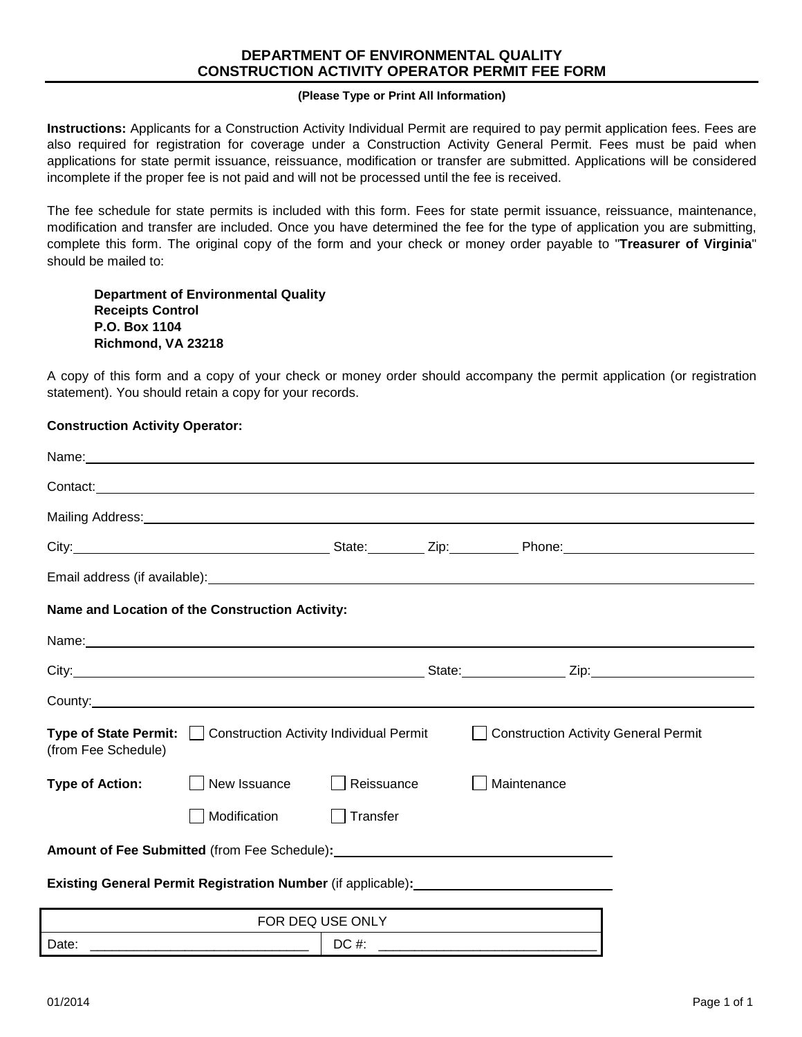# DEPARTMENT OF ENVIRONMENTAL QUALITY
# CONSTRUCTION ACTIVITY OPERATOR PERMIT FEE FORM

**(Please Type or Print All Information)**

**Instructions:** Applicants for a Construction Activity Individual Permit are required to pay permit application fees. Fees are also required for registration for coverage under a Construction Activity General Permit. Fees must be paid when applications for state permit issuance, reissuance, modification or transfer are submitted. Applications will be considered incomplete if the proper fee is not paid and will not be processed until the fee is received.

The fee schedule for state permits is included with this form. Fees for state permit issuance, reissuance, maintenance, modification and transfer are included. Once you have determined the fee for the type of application you are submitting, complete this form. The original copy of the form and your check or money order payable to "**Treasurer of Virginia**" should be mailed to:

> **Department of Environmental Quality**
> **Receipts Control**
> **P.O. Box 1104**
> **Richmond, VA 23218**

A copy of this form and a copy of your check or money order should accompany the permit application (or registration statement). You should retain a copy for your records.

**Construction Activity Operator:**

Name: ____________________

Contact: ____________________

Mailing Address: ____________________

City: ____________________ State: ________ Zip: ________ Phone: ____________________

Email address (if available): ____________________

**Name and Location of the Construction Activity:**

Name: ____________________

City: ____________________ State: ________ Zip: ____________________

County: ____________________

**Type of State Permit:** (from Fee Schedule) ☐ Construction Activity Individual Permit ☐ Construction Activity General Permit

**Type of Action:** ☐ New Issuance ☐ Reissuance ☐ Maintenance ☐ Modification ☐ Transfer

**Amount of Fee Submitted** (from Fee Schedule)**:** ____________________

**Existing General Permit Registration Number** (if applicable)**:** ____________________

| FOR DEQ USE ONLY | |
|---|---|
| Date: ____________________ | DC #: ____________________ |

01/2014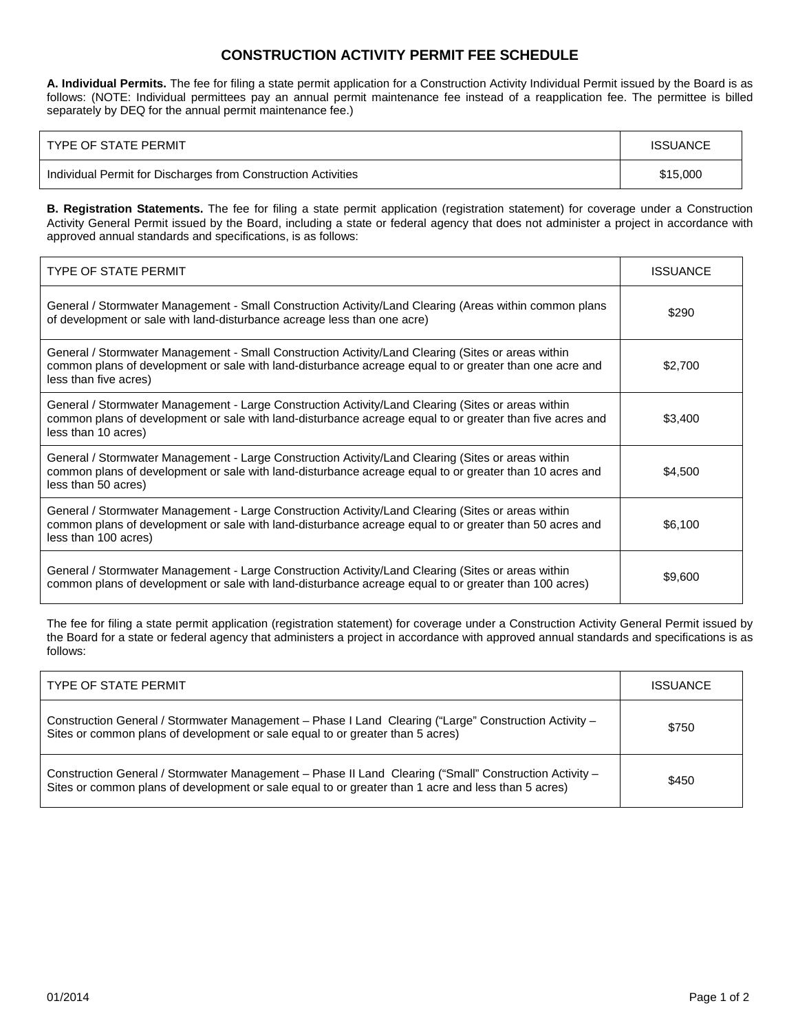# CONSTRUCTION ACTIVITY PERMIT FEE SCHEDULE

**A. Individual Permits.** The fee for filing a state permit application for a Construction Activity Individual Permit issued by the Board is as follows: (NOTE: Individual permittees pay an annual permit maintenance fee instead of a reapplication fee. The permittee is billed separately by DEQ for the annual permit maintenance fee.)

| TYPE OF STATE PERMIT | ISSUANCE |
|---|---|
| Individual Permit for Discharges from Construction Activities | $15,000 |

**B. Registration Statements.** The fee for filing a state permit application (registration statement) for coverage under a Construction Activity General Permit issued by the Board, including a state or federal agency that does not administer a project in accordance with approved annual standards and specifications, is as follows:

| TYPE OF STATE PERMIT | ISSUANCE |
|---|---|
| General / Stormwater Management - Small Construction Activity/Land Clearing (Areas within common plans of development or sale with land-disturbance acreage less than one acre) | $290 |
| General / Stormwater Management - Small Construction Activity/Land Clearing (Sites or areas within common plans of development or sale with land-disturbance acreage equal to or greater than one acre and less than five acres) | $2,700 |
| General / Stormwater Management - Large Construction Activity/Land Clearing (Sites or areas within common plans of development or sale with land-disturbance acreage equal to or greater than five acres and less than 10 acres) | $3,400 |
| General / Stormwater Management - Large Construction Activity/Land Clearing (Sites or areas within common plans of development or sale with land-disturbance acreage equal to or greater than 10 acres and less than 50 acres) | $4,500 |
| General / Stormwater Management - Large Construction Activity/Land Clearing (Sites or areas within common plans of development or sale with land-disturbance acreage equal to or greater than 50 acres and less than 100 acres) | $6,100 |
| General / Stormwater Management - Large Construction Activity/Land Clearing (Sites or areas within common plans of development or sale with land-disturbance acreage equal to or greater than 100 acres) | $9,600 |

The fee for filing a state permit application (registration statement) for coverage under a Construction Activity General Permit issued by the Board for a state or federal agency that administers a project in accordance with approved annual standards and specifications is as follows:

| TYPE OF STATE PERMIT | ISSUANCE |
|---|---|
| Construction General / Stormwater Management – Phase I Land Clearing ("Large" Construction Activity – Sites or common plans of development or sale equal to or greater than 5 acres) | $750 |
| Construction General / Stormwater Management – Phase II Land Clearing ("Small" Construction Activity – Sites or common plans of development or sale equal to or greater than 1 acre and less than 5 acres) | $450 |

01/2014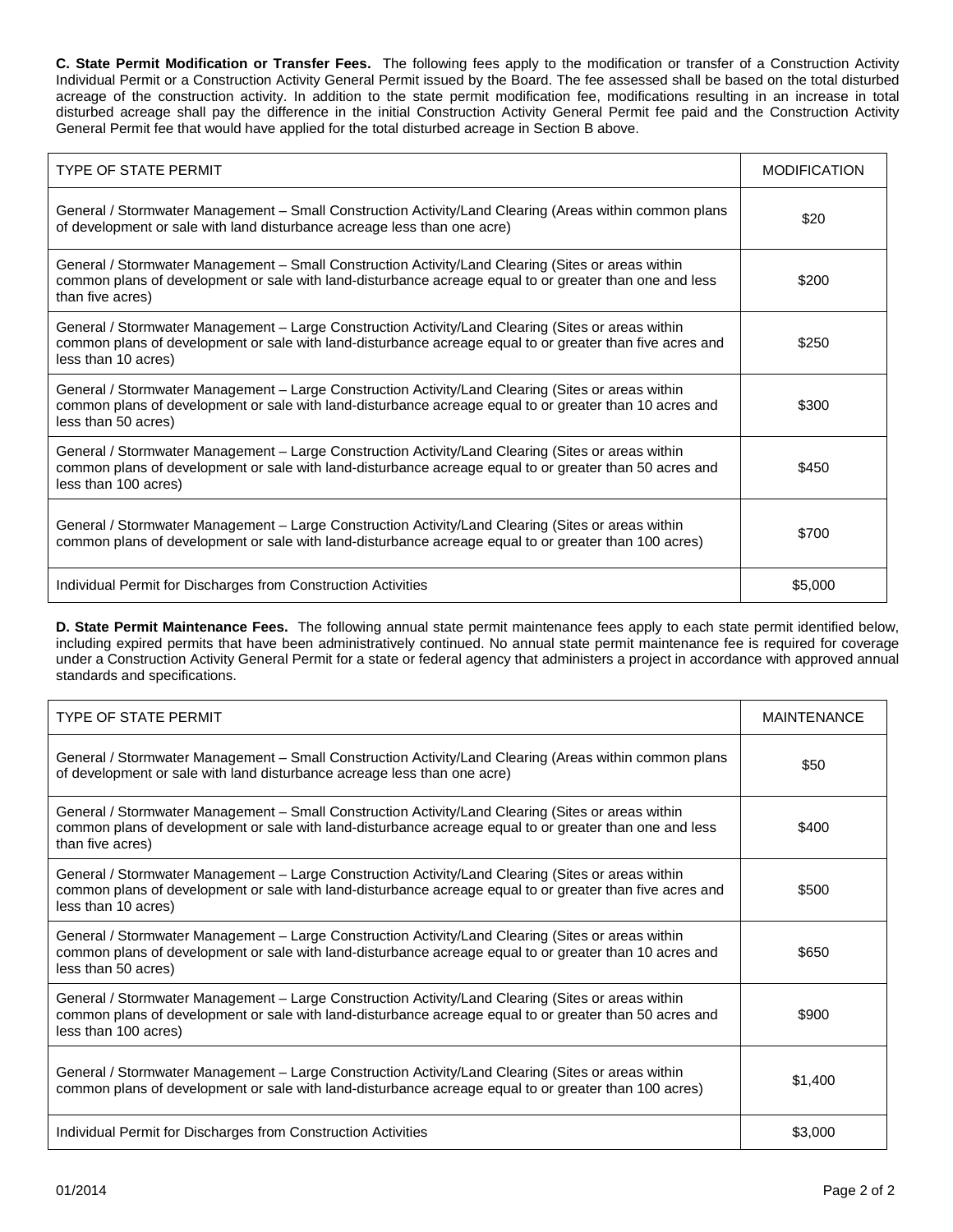**C. State Permit Modification or Transfer Fees.** The following fees apply to the modification or transfer of a Construction Activity Individual Permit or a Construction Activity General Permit issued by the Board. The fee assessed shall be based on the total disturbed acreage of the construction activity. In addition to the state permit modification fee, modifications resulting in an increase in total disturbed acreage shall pay the difference in the initial Construction Activity General Permit fee paid and the Construction Activity General Permit fee that would have applied for the total disturbed acreage in Section B above.

| TYPE OF STATE PERMIT | MODIFICATION |
|---|---|
| General / Stormwater Management – Small Construction Activity/Land Clearing (Areas within common plans of development or sale with land disturbance acreage less than one acre) | $20 |
| General / Stormwater Management – Small Construction Activity/Land Clearing (Sites or areas within common plans of development or sale with land-disturbance acreage equal to or greater than one and less than five acres) | $200 |
| General / Stormwater Management – Large Construction Activity/Land Clearing (Sites or areas within common plans of development or sale with land-disturbance acreage equal to or greater than five acres and less than 10 acres) | $250 |
| General / Stormwater Management – Large Construction Activity/Land Clearing (Sites or areas within common plans of development or sale with land-disturbance acreage equal to or greater than 10 acres and less than 50 acres) | $300 |
| General / Stormwater Management – Large Construction Activity/Land Clearing (Sites or areas within common plans of development or sale with land-disturbance acreage equal to or greater than 50 acres and less than 100 acres) | $450 |
| General / Stormwater Management – Large Construction Activity/Land Clearing (Sites or areas within common plans of development or sale with land-disturbance acreage equal to or greater than 100 acres) | $700 |
| Individual Permit for Discharges from Construction Activities | $5,000 |

**D. State Permit Maintenance Fees.** The following annual state permit maintenance fees apply to each state permit identified below, including expired permits that have been administratively continued. No annual state permit maintenance fee is required for coverage under a Construction Activity General Permit for a state or federal agency that administers a project in accordance with approved annual standards and specifications.

| TYPE OF STATE PERMIT | MAINTENANCE |
|---|---|
| General / Stormwater Management – Small Construction Activity/Land Clearing (Areas within common plans of development or sale with land disturbance acreage less than one acre) | $50 |
| General / Stormwater Management – Small Construction Activity/Land Clearing (Sites or areas within common plans of development or sale with land-disturbance acreage equal to or greater than one and less than five acres) | $400 |
| General / Stormwater Management – Large Construction Activity/Land Clearing (Sites or areas within common plans of development or sale with land-disturbance acreage equal to or greater than five acres and less than 10 acres) | $500 |
| General / Stormwater Management – Large Construction Activity/Land Clearing (Sites or areas within common plans of development or sale with land-disturbance acreage equal to or greater than 10 acres and less than 50 acres) | $650 |
| General / Stormwater Management – Large Construction Activity/Land Clearing (Sites or areas within common plans of development or sale with land-disturbance acreage equal to or greater than 50 acres and less than 100 acres) | $900 |
| General / Stormwater Management – Large Construction Activity/Land Clearing (Sites or areas within common plans of development or sale with land-disturbance acreage equal to or greater than 100 acres) | $1,400 |
| Individual Permit for Discharges from Construction Activities | $3,000 |

01/2014